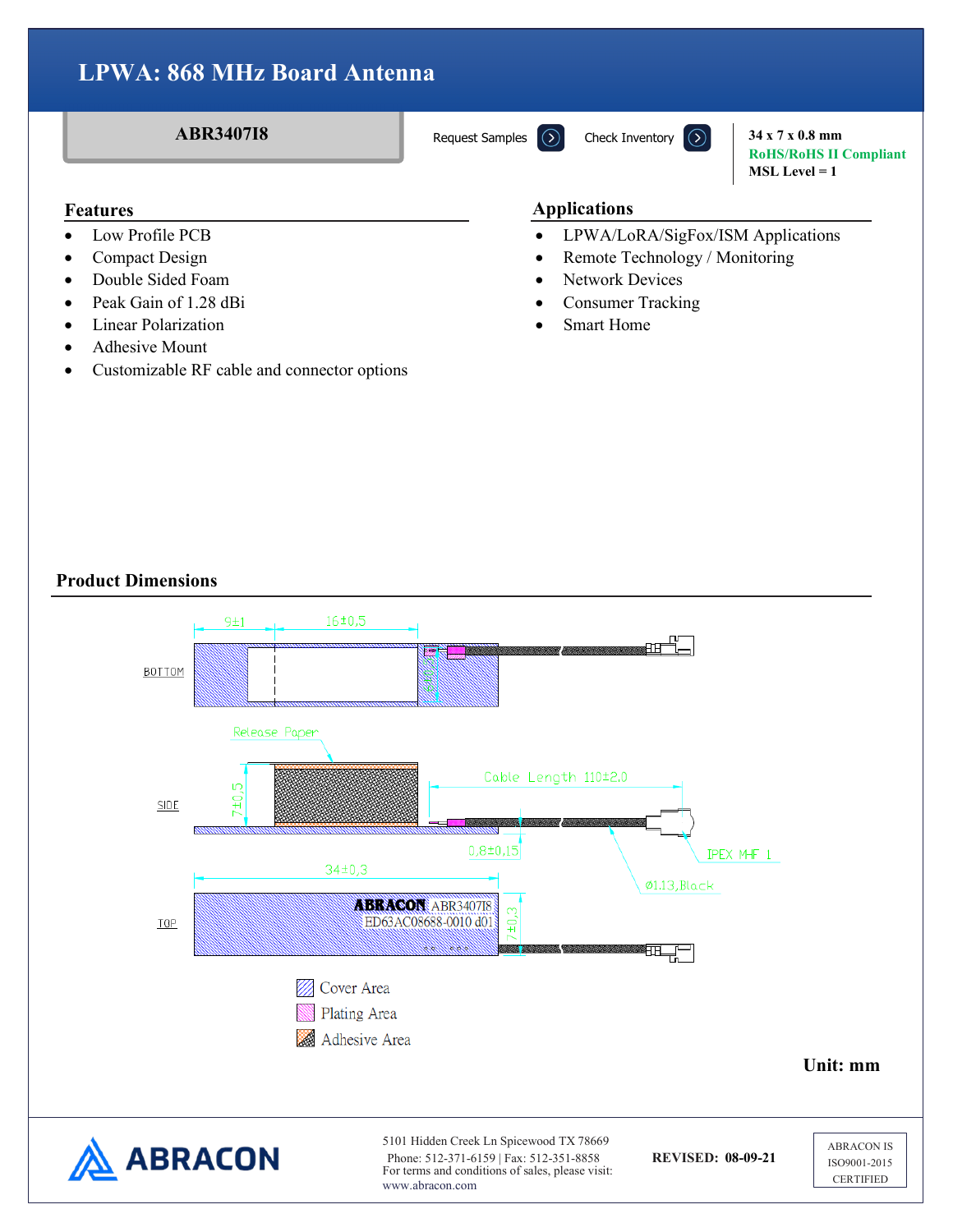# LPWA: 868 MHz Board Antenna

**ABR3407I8**

Request Samples | Check Inventory

**34 x 7 x 0.8 mm**
**RoHS/RoHS II Compliant**
**MSL Level = 1**

## Features

- Low Profile PCB
- Compact Design
- Double Sided Foam
- Peak Gain of 1.28 dBi
- Linear Polarization
- Adhesive Mount
- Customizable RF cable and connector options

## Applications

- LPWA/LoRA/SigFox/ISM Applications
- Remote Technology / Monitoring
- Network Devices
- Consumer Tracking
- Smart Home

## Product Dimensions

BOTTOM: 9±1, 16±0.5, 2±0.3

SIDE: Release Paper, 7±0.5, Cable Length 110±2.0, 0.8±0.15, IPEX MHF 1, Ø1.13,Black

TOP: 34±0.3, 7±0.3, ABRACON ABR3407I8, ED63AC08688-0010 d01

- Cover Area
- Plating Area
- Adhesive Area

**Unit: mm**

ABRACON

5101 Hidden Creek Ln Spicewood TX 78669
Phone: 512-371-6159 | Fax: 512-351-8858
For terms and conditions of sales, please visit: www.abracon.com

**REVISED: 08-09-21**

ABRACON IS ISO9001-2015 CERTIFIED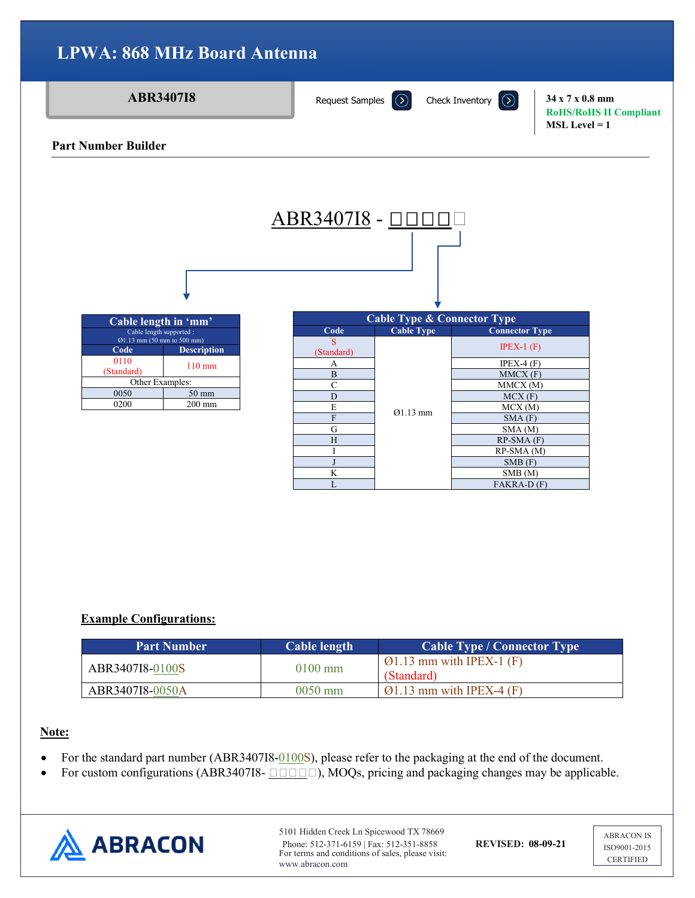# LPWA: 868 MHz Board Antenna

**ABR3407I8**

Request Samples | Check Inventory

**34 x 7 x 0.8 mm**
**RoHS/RoHS II Compliant**
**MSL Level = 1**

**Part Number Builder**

ABR3407I8 - □□□□□

| Cable length in 'mm' | |
|---|---|
| Cable length supported : Ø1.13 mm (50 mm to 500 mm) | |
| **Code** | **Description** |
| 0110 (Standard) | 110 mm |
| Other Examples: | |
| 0050 | 50 mm |
| 0200 | 200 mm |

| Cable Type & Connector Type | | |
|---|---|---|
| **Code** | **Cable Type** | **Connector Type** |
| S (Standard) | Ø1.13 mm | IPEX-1 (F) |
| A | Ø1.13 mm | IPEX-4 (F) |
| B | Ø1.13 mm | MMCX (F) |
| C | Ø1.13 mm | MMCX (M) |
| D | Ø1.13 mm | MCX (F) |
| E | Ø1.13 mm | MCX (M) |
| F | Ø1.13 mm | SMA (F) |
| G | Ø1.13 mm | SMA (M) |
| H | Ø1.13 mm | RP-SMA (F) |
| I | Ø1.13 mm | RP-SMA (M) |
| J | Ø1.13 mm | SMB (F) |
| K | Ø1.13 mm | SMB (M) |
| L | Ø1.13 mm | FAKRA-D (F) |

**Example Configurations:**

| Part Number | Cable length | Cable Type / Connector Type |
|---|---|---|
| ABR3407I8-0100S | 0100 mm | Ø1.13 mm with IPEX-1 (F) (Standard) |
| ABR3407I8-0050A | 0050 mm | Ø1.13 mm with IPEX-4 (F) |

**Note:**

- For the standard part number (ABR3407I8-0100S), please refer to the packaging at the end of the document.
- For custom configurations (ABR3407I8- □□□□□), MOQs, pricing and packaging changes may be applicable.

ABRACON

5101 Hidden Creek Ln Spicewood TX 78669
Phone: 512-371-6159 | Fax: 512-351-8858
For terms and conditions of sales, please visit: www.abracon.com

**REVISED: 08-09-21**

ABRACON IS ISO9001-2015 CERTIFIED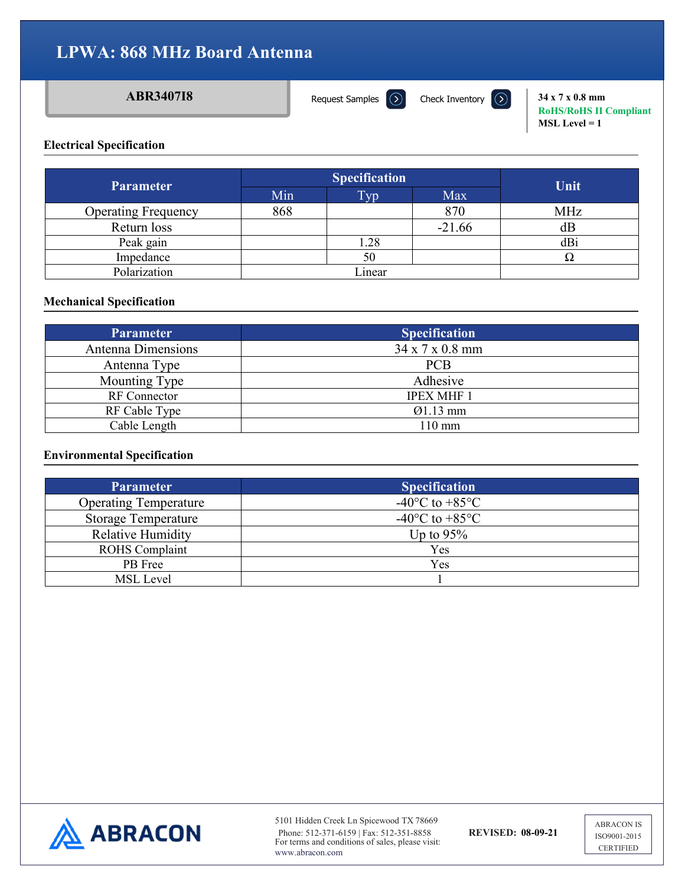# LPWA: 868 MHz Board Antenna

**ABR3407I8**

Request Samples | Check Inventory

**34 x 7 x 0.8 mm**
**RoHS/RoHS II Compliant**
**MSL Level = 1**

## Electrical Specification

| Parameter | Specification | | | Unit |
|---|---|---|---|---|
| | Min | Typ | Max | |
| Operating Frequency | 868 | | 870 | MHz |
| Return loss | | | -21.66 | dB |
| Peak gain | | 1.28 | | dBi |
| Impedance | | 50 | | Ω |
| Polarization | | Linear | | |

## Mechanical Specification

| Parameter | Specification |
|---|---|
| Antenna Dimensions | 34 x 7 x 0.8 mm |
| Antenna Type | PCB |
| Mounting Type | Adhesive |
| RF Connector | IPEX MHF 1 |
| RF Cable Type | Ø1.13 mm |
| Cable Length | 110 mm |

## Environmental Specification

| Parameter | Specification |
|---|---|
| Operating Temperature | -40°C to +85°C |
| Storage Temperature | -40°C to +85°C |
| Relative Humidity | Up to 95% |
| ROHS Complaint | Yes |
| PB Free | Yes |
| MSL Level | 1 |

ABRACON

5101 Hidden Creek Ln Spicewood TX 78669
Phone: 512-371-6159 | Fax: 512-351-8858
For terms and conditions of sales, please visit:
www.abracon.com

**REVISED: 08-09-21**

ABRACON IS ISO9001-2015 CERTIFIED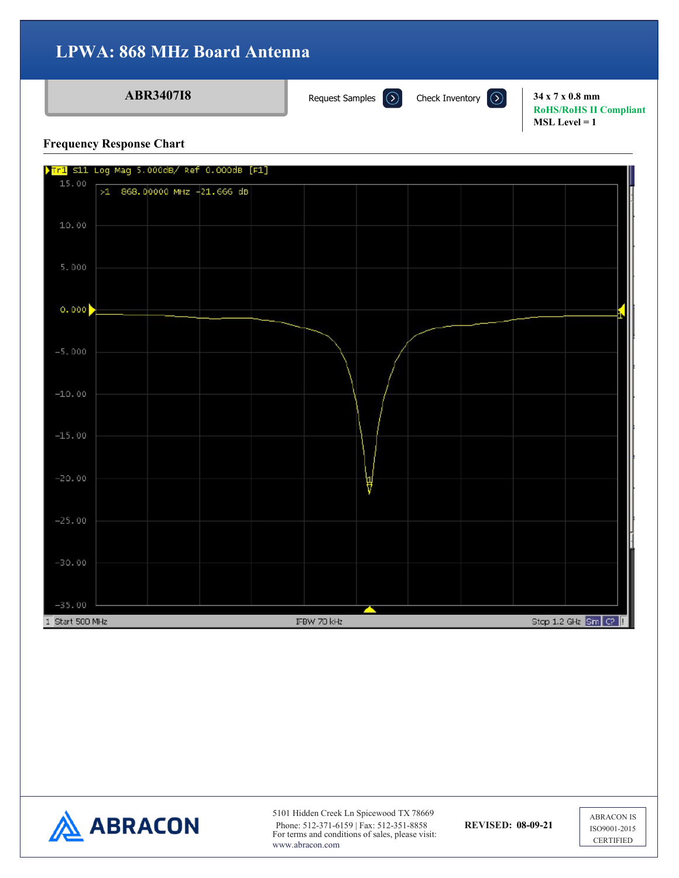# LPWA: 868 MHz Board Antenna

**ABR3407I8**

Request Samples   Check Inventory

**34 x 7 x 0.8 mm**
**RoHS/RoHS II Compliant**
**MSL Level = 1**

## Frequency Response Chart

Tr1 S11 Log Mag 5.000dB/ Ref 0.000dB [F1]

>1 868.00000 MHz -21.666 dB

15.00
10.00
5.000
0.000
-5.000
-10.00
-15.00
-20.00
-25.00
-30.00
-35.00

1 Start 500 MHz    IFBW 70 kHz    Stop 1.2 GHz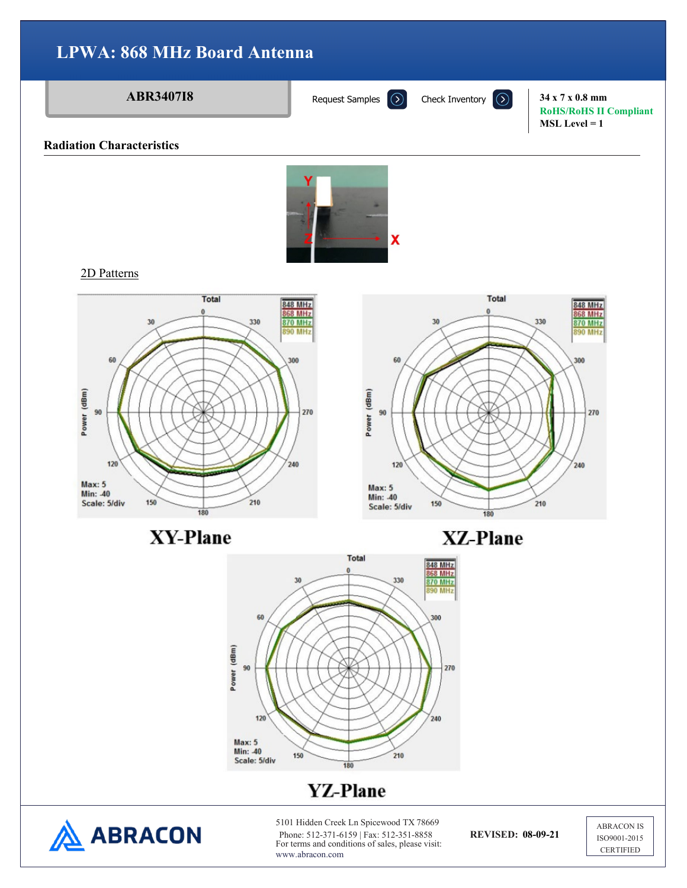# LPWA: 868 MHz Board Antenna

**ABR3407I8**

Request Samples | Check Inventory

**34 x 7 x 0.8 mm**
**RoHS/RoHS II Compliant**
**MSL Level = 1**

## Radiation Characteristics

Y
Z
X

2D Patterns

Total

848 MHz
868 MHz
870 MHz
890 MHz

Power (dBm)

Max: 5
Min: -40
Scale: 5/div

**XY-Plane**

Total

848 MHz
868 MHz
870 MHz
890 MHz

Power (dBm)

Max: 5
Min: -40
Scale: 5/div

**XZ-Plane**

Total

848 MHz
868 MHz
870 MHz
890 MHz

Power (dBm)

Max: 5
Min: -40
Scale: 5/div

**YZ-Plane**

ABRACON

5101 Hidden Creek Ln Spicewood TX 78669
Phone: 512-371-6159 | Fax: 512-351-8858
For terms and conditions of sales, please visit:
www.abracon.com

**REVISED: 08-09-21**

ABRACON IS
ISO9001-2015
CERTIFIED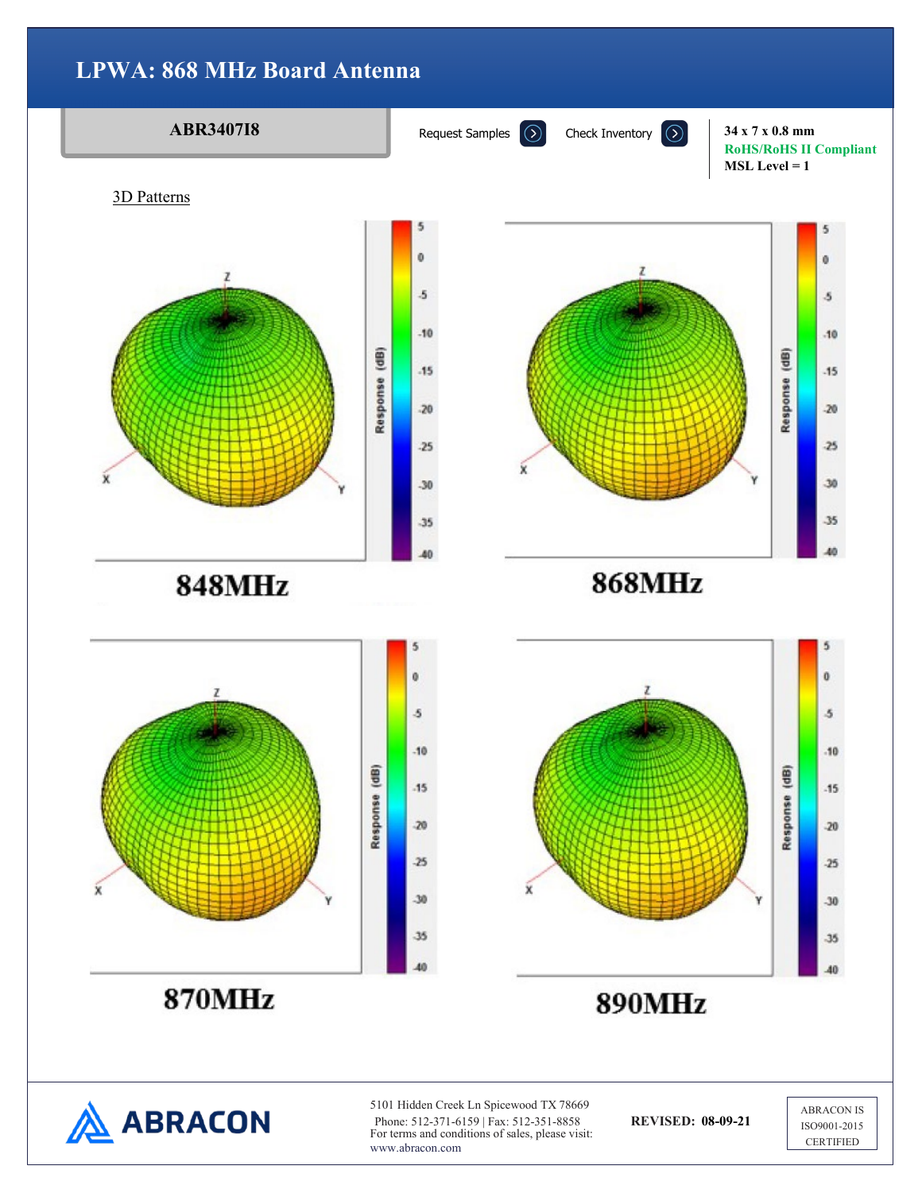# LPWA: 868 MHz Board Antenna

**ABR3407I8**

Request Samples | Check Inventory

**34 x 7 x 0.8 mm**
**RoHS/RoHS II Compliant**
**MSL Level = 1**

3D Patterns

848MHz

868MHz

870MHz

890MHz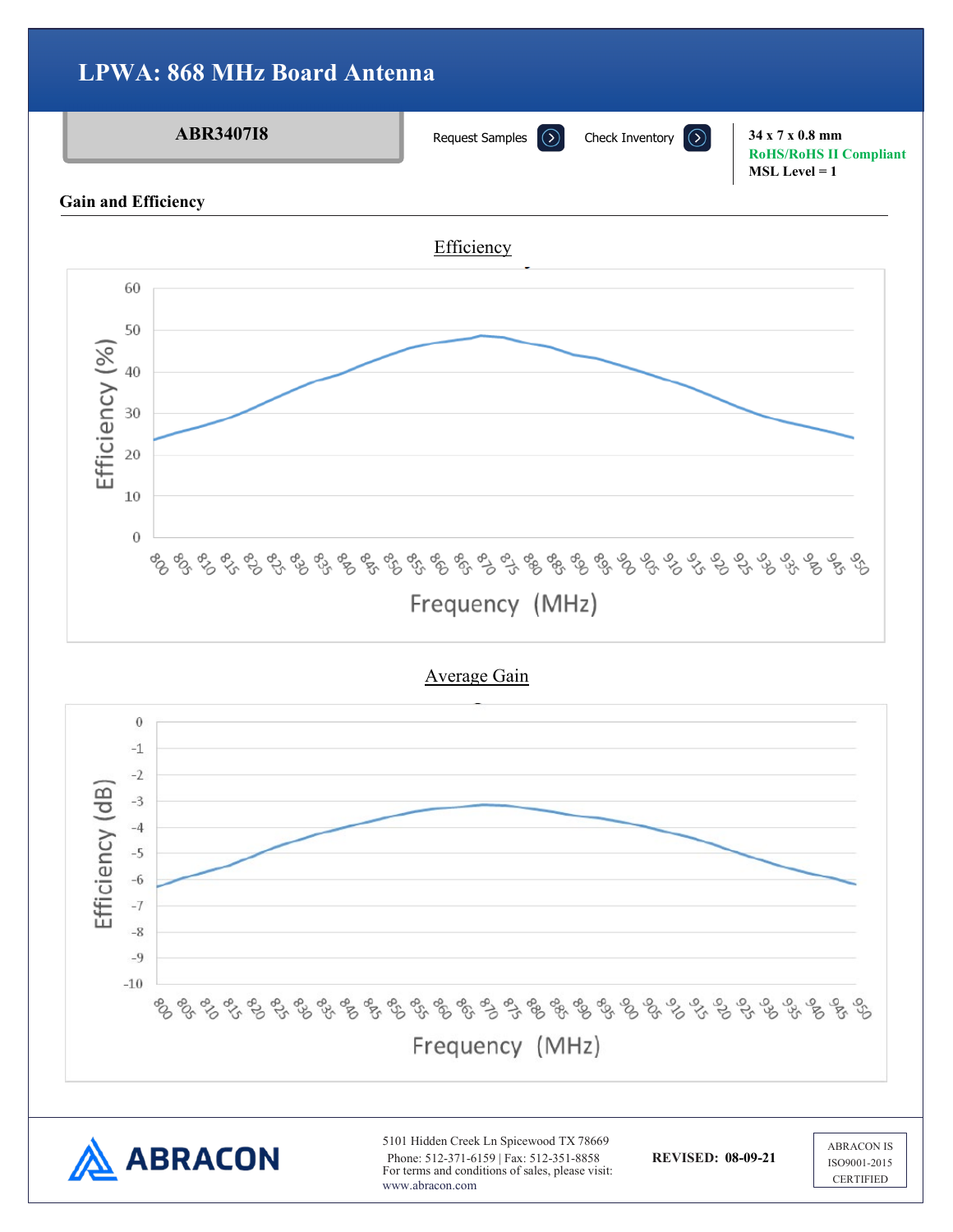# LPWA: 868 MHz Board Antenna

**ABR3407I8**

Request Samples | Check Inventory

**34 x 7 x 0.8 mm**
**RoHS/RoHS II Compliant**
**MSL Level = 1**

## Gain and Efficiency

Efficiency

Average Gain

5101 Hidden Creek Ln Spicewood TX 78669
Phone: 512-371-6159 | Fax: 512-351-8858
For terms and conditions of sales, please visit:
www.abracon.com

**REVISED: 08-09-21**

ABRACON IS ISO9001-2015 CERTIFIED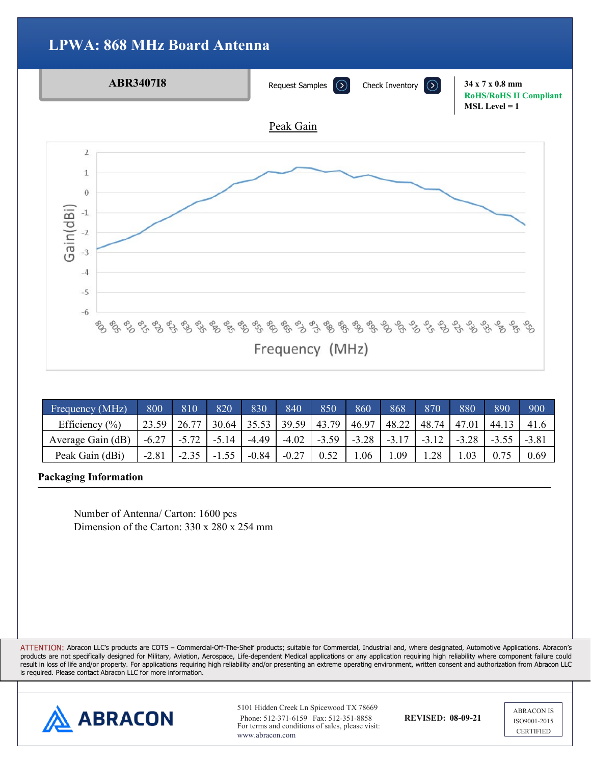# LPWA: 868 MHz Board Antenna

**ABR3407I8**

Request Samples

Check Inventory

**34 x 7 x 0.8 mm**
**RoHS/RoHS II Compliant**
**MSL Level = 1**

Peak Gain

Gain(dBi)

2
1
0
-1
-2
-3
-4
-5
-6

800 805 810 815 820 825 830 835 840 845 850 855 860 865 870 875 880 885 890 895 900 905 910 915 920 925 930 935 940 945 950

Frequency (MHz)

| Frequency (MHz) | 800 | 810 | 820 | 830 | 840 | 850 | 860 | 868 | 870 | 880 | 890 | 900 |
|---|---|---|---|---|---|---|---|---|---|---|---|---|
| Efficiency (%) | 23.59 | 26.77 | 30.64 | 35.53 | 39.59 | 43.79 | 46.97 | 48.22 | 48.74 | 47.01 | 44.13 | 41.6 |
| Average Gain (dB) | -6.27 | -5.72 | -5.14 | -4.49 | -4.02 | -3.59 | -3.28 | -3.17 | -3.12 | -3.28 | -3.55 | -3.81 |
| Peak Gain (dBi) | -2.81 | -2.35 | -1.55 | -0.84 | -0.27 | 0.52 | 1.06 | 1.09 | 1.28 | 1.03 | 0.75 | 0.69 |

**Packaging Information**

Number of Antenna/ Carton: 1600 pcs
Dimension of the Carton: 330 x 280 x 254 mm

ATTENTION: Abracon LLC's products are COTS – Commercial-Off-The-Shelf products; suitable for Commercial, Industrial and, where designated, Automotive Applications. Abracon's products are not specifically designed for Military, Aviation, Aerospace, Life-dependent Medical applications or any application requiring high reliability where component failure could result in loss of life and/or property. For applications requiring high reliability and/or presenting an extreme operating environment, written consent and authorization from Abracon LLC is required. Please contact Abracon LLC for more information.

ABRACON

5101 Hidden Creek Ln Spicewood TX 78669
Phone: 512-371-6159 | Fax: 512-351-8858
For terms and conditions of sales, please visit:
www.abracon.com

**REVISED: 08-09-21**

ABRACON IS
ISO9001-2015
CERTIFIED